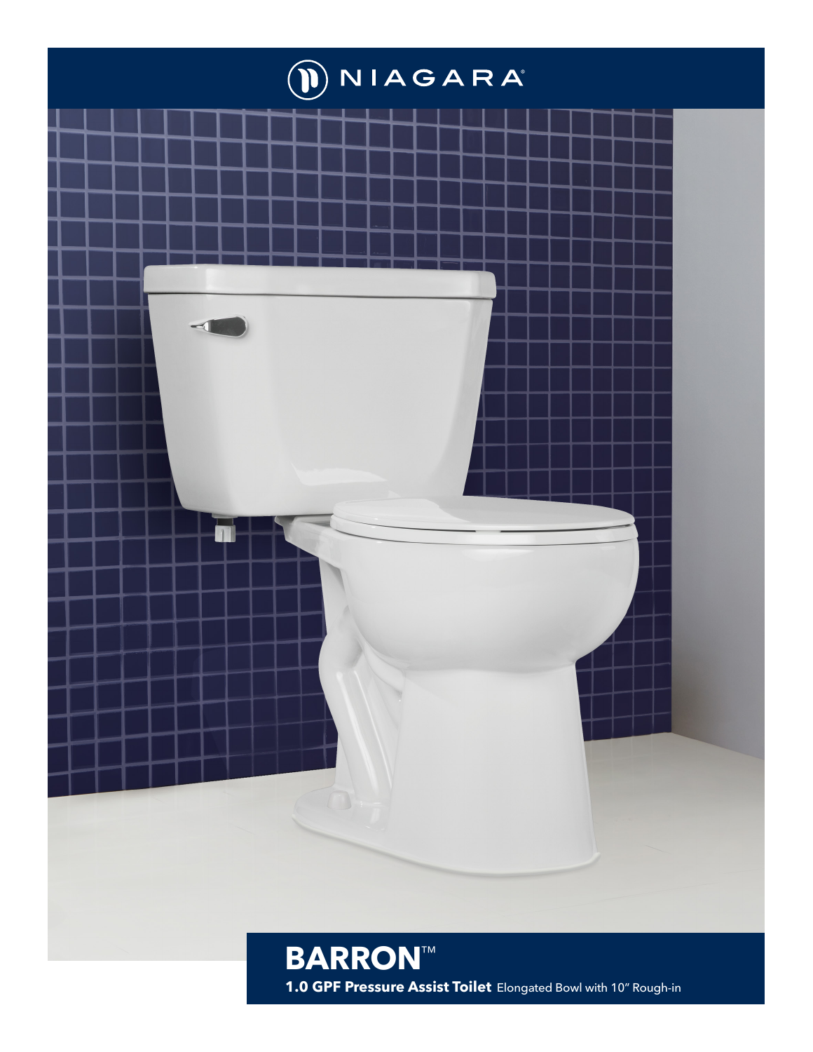NIAGARA®

# BARRON™

**1.0 GPF Pressure Assist Toilet** Elongated Bowl with 10" Rough-in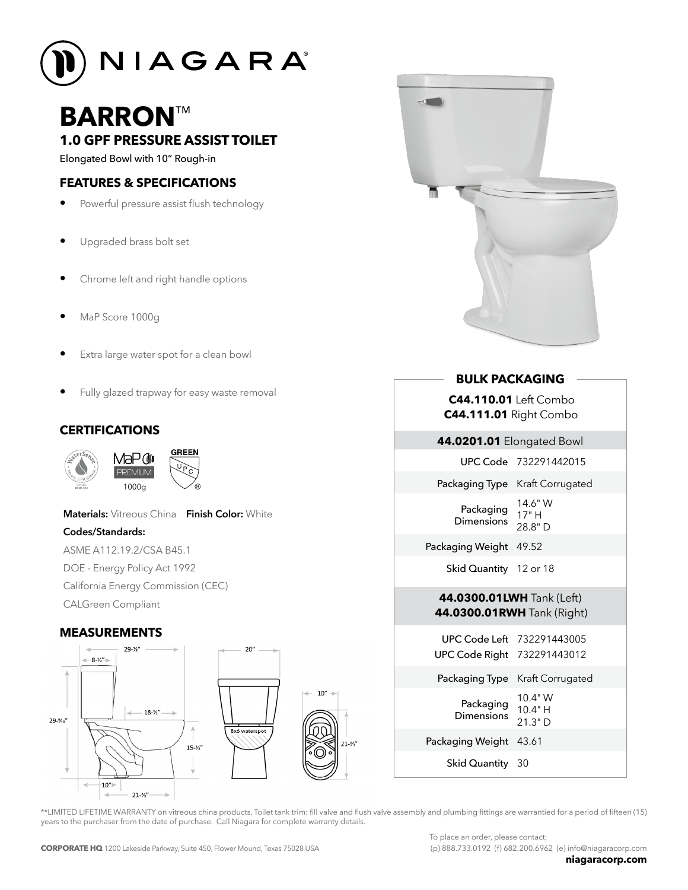# NIAGARA®

# BARRON™

## 1.0 GPF PRESSURE ASSIST TOILET

Elongated Bowl with 10" Rough-in

### FEATURES & SPECIFICATIONS

- Powerful pressure assist flush technology
- Upgraded brass bolt set
- Chrome left and right handle options
- MaP Score 1000g
- Extra large water spot for a clean bowl
- Fully glazed trapway for easy waste removal

### CERTIFICATIONS

WaterSense · MaP PREMIUM 1000g · GREEN UPC

**Materials:** Vitreous China **Finish Color:** White

**Codes/Standards:**

ASME A112.19.2/CSA B45.1
DOE - Energy Policy Act 1992
California Energy Commission (CEC)
CALGreen Compliant

### MEASUREMENTS

29-½"
8-½"
18-½"
29-³⁄₁₆"
15-½"
10"
21-⅗"
20"
8x6 waterspot
10"
21-⅗"

### BULK PACKAGING

**C44.110.01** Left Combo
**C44.111.01** Right Combo

| **44.0201.01** Elongated Bowl | |
|---|---|
| UPC Code | 732291442015 |
| Packaging Type | Kraft Corrugated |
| Packaging Dimensions | 14.6" W<br>17" H<br>28.8" D |
| Packaging Weight | 49.52 |
| Skid Quantity | 12 or 18 |

| **44.0300.01LWH** Tank (Left)<br>**44.0300.01RWH** Tank (Right) | |
|---|---|
| UPC Code Left | 732291443005 |
| UPC Code Right | 732291443012 |
| Packaging Type | Kraft Corrugated |
| Packaging Dimensions | 10.4" W<br>10.4" H<br>21.3" D |
| Packaging Weight | 43.61 |
| Skid Quantity | 30 |

**LIMITED LIFETIME WARRANTY on vitreous china products. Toilet tank trim: fill valve and flush valve assembly and plumbing fittings are warrantied for a period of fifteen (15) years to the purchaser from the date of purchase. Call Niagara for complete warranty details.

**CORPORATE HQ** 1200 Lakeside Parkway, Suite 450, Flower Mound, Texas 75028 USA

To place an order, please contact:
(p) 888.733.0192 (f) 682.200.6962 (e) info@niagaracorp.com
**niagaracorp.com**